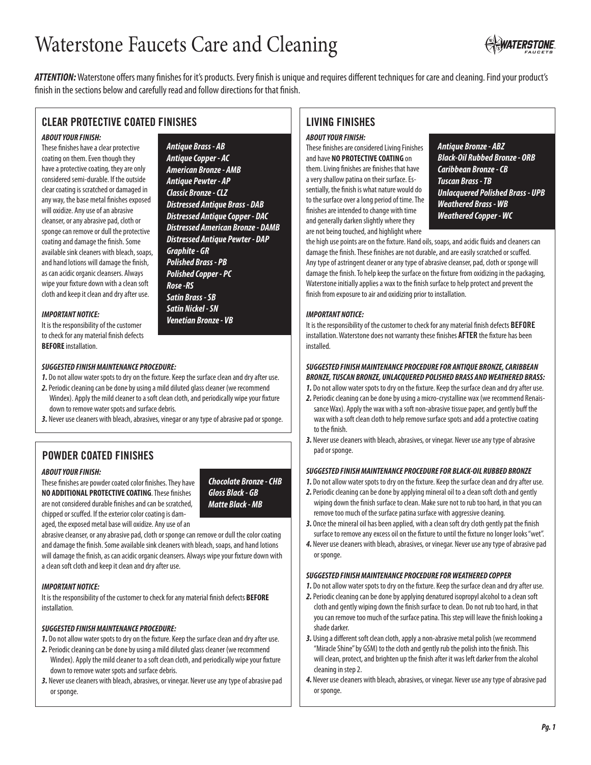# Waterstone Faucets Care and Cleaning

***ATTENTION:*** Waterstone offers many finishes for it's products. Every finish is unique and requires different techniques for care and cleaning. Find your product's finish in the sections below and carefully read and follow directions for that finish.

## CLEAR PROTECTIVE COATED FINISHES

***ABOUT YOUR FINISH:***

These finishes have a clear protective coating on them. Even though they have a protective coating, they are only considered semi-durable. If the outside clear coating is scratched or damaged in any way, the base metal finishes exposed will oxidize. Any use of an abrasive cleanser, or any abrasive pad, cloth or sponge can remove or dull the protective coating and damage the finish. Some available sink cleaners with bleach, soaps, and hand lotions will damage the finish, as can acidic organic cleansers. Always wipe your fixture down with a clean soft cloth and keep it clean and dry after use.

***Antique Brass - AB***
***Antique Copper - AC***
***American Bronze - AMB***
***Antique Pewter - AP***
***Classic Bronze - CLZ***
***Distressed Antique Brass - DAB***
***Distressed Antique Copper - DAC***
***Distressed American Bronze - DAMB***
***Distressed Antique Pewter - DAP***
***Graphite - GR***
***Polished Brass - PB***
***Polished Copper - PC***
***Rose -RS***
***Satin Brass - SB***
***Satin Nickel - SN***
***Venetian Bronze - VB***

***IMPORTANT NOTICE:***

It is the responsibility of the customer to check for any material finish defects **BEFORE** installation.

***SUGGESTED FINISH MAINTENANCE PROCEDURE:***

***1.*** Do not allow water spots to dry on the fixture. Keep the surface clean and dry after use.
***2.*** Periodic cleaning can be done by using a mild diluted glass cleaner (we recommend Windex). Apply the mild cleaner to a soft clean cloth, and periodically wipe your fixture down to remove water spots and surface debris.
***3.*** Never use cleaners with bleach, abrasives, vinegar or any type of abrasive pad or sponge.

## POWDER COATED FINISHES

***ABOUT YOUR FINISH:***

These finishes are powder coated color finishes. They have **NO ADDITIONAL PROTECTIVE COATING**. These finishes are not considered durable finishes and can be scratched, chipped or scuffed. If the exterior color coating is damaged, the exposed metal base will oxidize. Any use of an abrasive cleanser, or any abrasive pad, cloth or sponge can remove or dull the color coating and damage the finish. Some available sink cleaners with bleach, soaps, and hand lotions will damage the finish, as can acidic organic cleansers. Always wipe your fixture down with a clean soft cloth and keep it clean and dry after use.

***Chocolate Bronze - CHB***
***Gloss Black - GB***
***Matte Black - MB***

***IMPORTANT NOTICE:***

It is the responsibility of the customer to check for any material finish defects **BEFORE** installation.

***SUGGESTED FINISH MAINTENANCE PROCEDURE:***

***1.*** Do not allow water spots to dry on the fixture. Keep the surface clean and dry after use.
***2.*** Periodic cleaning can be done by using a mild diluted glass cleaner (we recommend Windex). Apply the mild cleaner to a soft clean cloth, and periodically wipe your fixture down to remove water spots and surface debris.
***3.*** Never use cleaners with bleach, abrasives, or vinegar. Never use any type of abrasive pad or sponge.

## LIVING FINISHES

***ABOUT YOUR FINISH:***

These finishes are considered Living Finishes and have **NO PROTECTIVE COATING** on them. Living finishes are finishes that have a very shallow patina on their surface. Essentially, the finish is what nature would do to the surface over a long period of time. The finishes are intended to change with time and generally darken slightly where they are not being touched, and highlight where the high use points are on the fixture. Hand oils, soaps, and acidic fluids and cleaners can damage the finish. These finishes are not durable, and are easily scratched or scuffed. Any type of astringent cleaner or any type of abrasive cleanser, pad, cloth or sponge will damage the finish. To help keep the surface on the fixture from oxidizing in the packaging, Waterstone initially applies a wax to the finish surface to help protect and prevent the finish from exposure to air and oxidizing prior to installation.

***Antique Bronze - ABZ***
***Black-Oil Rubbed Bronze - ORB***
***Caribbean Bronze - CB***
***Tuscan Brass - TB***
***Unlacquered Polished Brass - UPB***
***Weathered Brass - WB***
***Weathered Copper - WC***

***IMPORTANT NOTICE:***

It is the responsibility of the customer to check for any material finish defects **BEFORE** installation. Waterstone does not warranty these finishes **AFTER** the fixture has been installed.

***SUGGESTED FINISH MAINTENANCE PROCEDURE FOR ANTIQUE BRONZE, CARIBBEAN BRONZE, TUSCAN BRONZE, UNLACQUERED POLISHED BRASS AND WEATHERED BRASS:***

***1.*** Do not allow water spots to dry on the fixture. Keep the surface clean and dry after use.
***2.*** Periodic cleaning can be done by using a micro-crystalline wax (we recommend Renaissance Wax). Apply the wax with a soft non-abrasive tissue paper, and gently buff the wax with a soft clean cloth to help remove surface spots and add a protective coating to the finish.
***3.*** Never use cleaners with bleach, abrasives, or vinegar. Never use any type of abrasive pad or sponge.

***SUGGESTED FINISH MAINTENANCE PROCEDURE FOR BLACK-OIL RUBBED BRONZE***

***1.*** Do not allow water spots to dry on the fixture. Keep the surface clean and dry after use.
***2.*** Periodic cleaning can be done by applying mineral oil to a clean soft cloth and gently wiping down the finish surface to clean. Make sure not to rub too hard, in that you can remove too much of the surface patina surface with aggressive cleaning.
***3.*** Once the mineral oil has been applied, with a clean soft dry cloth gently pat the finish surface to remove any excess oil on the fixture to until the fixture no longer looks "wet".
***4.*** Never use cleaners with bleach, abrasives, or vinegar. Never use any type of abrasive pad or sponge.

***SUGGESTED FINISH MAINTENANCE PROCEDURE FOR WEATHERED COPPER***

***1.*** Do not allow water spots to dry on the fixture. Keep the surface clean and dry after use.
***2.*** Periodic cleaning can be done by applying denatured isopropyl alcohol to a clean soft cloth and gently wiping down the finish surface to clean. Do not rub too hard, in that you can remove too much of the surface patina. This step will leave the finish looking a shade darker.
***3.*** Using a different soft clean cloth, apply a non-abrasive metal polish (we recommend "Miracle Shine" by GSM) to the cloth and gently rub the polish into the finish. This will clean, protect, and brighten up the finish after it was left darker from the alcohol cleaning in step 2.
***4.*** Never use cleaners with bleach, abrasives, or vinegar. Never use any type of abrasive pad or sponge.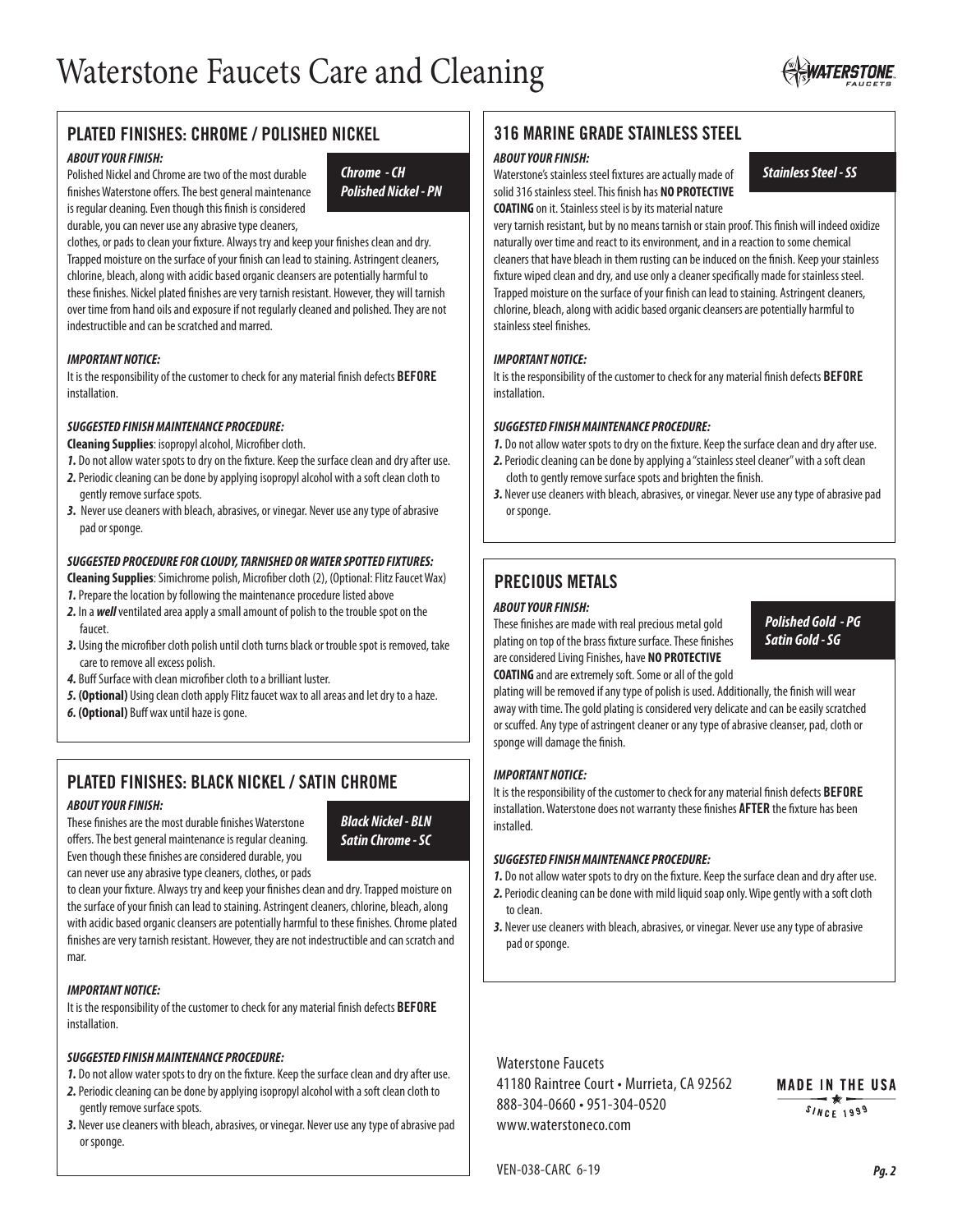# Waterstone Faucets Care and Cleaning

## PLATED FINISHES: CHROME / POLISHED NICKEL

***Chrome - CH***
***Polished Nickel - PN***

***ABOUT YOUR FINISH:***

Polished Nickel and Chrome are two of the most durable finishes Waterstone offers. The best general maintenance is regular cleaning. Even though this finish is considered durable, you can never use any abrasive type cleaners, clothes, or pads to clean your fixture. Always try and keep your finishes clean and dry. Trapped moisture on the surface of your finish can lead to staining. Astringent cleaners, chlorine, bleach, along with acidic based organic cleansers are potentially harmful to these finishes. Nickel plated finishes are very tarnish resistant. However, they will tarnish over time from hand oils and exposure if not regularly cleaned and polished. They are not indestructible and can be scratched and marred.

***IMPORTANT NOTICE:***

It is the responsibility of the customer to check for any material finish defects **BEFORE** installation.

***SUGGESTED FINISH MAINTENANCE PROCEDURE:***

**Cleaning Supplies**: isopropyl alcohol, Microfiber cloth.

1. Do not allow water spots to dry on the fixture. Keep the surface clean and dry after use.
2. Periodic cleaning can be done by applying isopropyl alcohol with a soft clean cloth to gently remove surface spots.
3. Never use cleaners with bleach, abrasives, or vinegar. Never use any type of abrasive pad or sponge.

***SUGGESTED PROCEDURE FOR CLOUDY, TARNISHED OR WATER SPOTTED FIXTURES:***

**Cleaning Supplies**: Simichrome polish, Microfiber cloth (2), (Optional: Flitz Faucet Wax)

1. Prepare the location by following the maintenance procedure listed above
2. In a ***well*** ventilated area apply a small amount of polish to the trouble spot on the faucet.
3. Using the microfiber cloth polish until cloth turns black or trouble spot is removed, take care to remove all excess polish.
4. Buff Surface with clean microfiber cloth to a brilliant luster.
5. **(Optional)** Using clean cloth apply Flitz faucet wax to all areas and let dry to a haze.
6. **(Optional)** Buff wax until haze is gone.

## PLATED FINISHES: BLACK NICKEL / SATIN CHROME

***Black Nickel - BLN***
***Satin Chrome - SC***

***ABOUT YOUR FINISH:***

These finishes are the most durable finishes Waterstone offers. The best general maintenance is regular cleaning. Even though these finishes are considered durable, you can never use any abrasive type cleaners, clothes, or pads to clean your fixture. Always try and keep your finishes clean and dry. Trapped moisture on the surface of your finish can lead to staining. Astringent cleaners, chlorine, bleach, along with acidic based organic cleansers are potentially harmful to these finishes. Chrome plated finishes are very tarnish resistant. However, they are not indestructible and can scratch and mar.

***IMPORTANT NOTICE:***

It is the responsibility of the customer to check for any material finish defects **BEFORE** installation.

***SUGGESTED FINISH MAINTENANCE PROCEDURE:***

1. Do not allow water spots to dry on the fixture. Keep the surface clean and dry after use.
2. Periodic cleaning can be done by applying isopropyl alcohol with a soft clean cloth to gently remove surface spots.
3. Never use cleaners with bleach, abrasives, or vinegar. Never use any type of abrasive pad or sponge.

## 316 MARINE GRADE STAINLESS STEEL

***Stainless Steel - SS***

***ABOUT YOUR FINISH:***

Waterstone's stainless steel fixtures are actually made of solid 316 stainless steel. This finish has **NO PROTECTIVE COATING** on it. Stainless steel is by its material nature very tarnish resistant, but by no means tarnish or stain proof. This finish will indeed oxidize naturally over time and react to its environment, and in a reaction to some chemical cleaners that have bleach in them rusting can be induced on the finish. Keep your stainless fixture wiped clean and dry, and use only a cleaner specifically made for stainless steel. Trapped moisture on the surface of your finish can lead to staining. Astringent cleaners, chlorine, bleach, along with acidic based organic cleansers are potentially harmful to stainless steel finishes.

***IMPORTANT NOTICE:***

It is the responsibility of the customer to check for any material finish defects **BEFORE** installation.

***SUGGESTED FINISH MAINTENANCE PROCEDURE:***

1. Do not allow water spots to dry on the fixture. Keep the surface clean and dry after use.
2. Periodic cleaning can be done by applying a "stainless steel cleaner" with a soft clean cloth to gently remove surface spots and brighten the finish.
3. Never use cleaners with bleach, abrasives, or vinegar. Never use any type of abrasive pad or sponge.

## PRECIOUS METALS

***Polished Gold - PG***
***Satin Gold - SG***

***ABOUT YOUR FINISH:***

These finishes are made with real precious metal gold plating on top of the brass fixture surface. These finishes are considered Living Finishes, have **NO PROTECTIVE COATING** and are extremely soft. Some or all of the gold plating will be removed if any type of polish is used. Additionally, the finish will wear away with time. The gold plating is considered very delicate and can be easily scratched or scuffed. Any type of astringent cleaner or any type of abrasive cleanser, pad, cloth or sponge will damage the finish.

***IMPORTANT NOTICE:***

It is the responsibility of the customer to check for any material finish defects **BEFORE** installation. Waterstone does not warranty these finishes **AFTER** the fixture has been installed.

***SUGGESTED FINISH MAINTENANCE PROCEDURE:***

1. Do not allow water spots to dry on the fixture. Keep the surface clean and dry after use.
2. Periodic cleaning can be done with mild liquid soap only. Wipe gently with a soft cloth to clean.
3. Never use cleaners with bleach, abrasives, or vinegar. Never use any type of abrasive pad or sponge.

Waterstone Faucets
41180 Raintree Court • Murrieta, CA 92562
888-304-0660 • 951-304-0520
www.waterstoneco.com

MADE IN THE USA
SINCE 1999

VEN-038-CARC 6-19